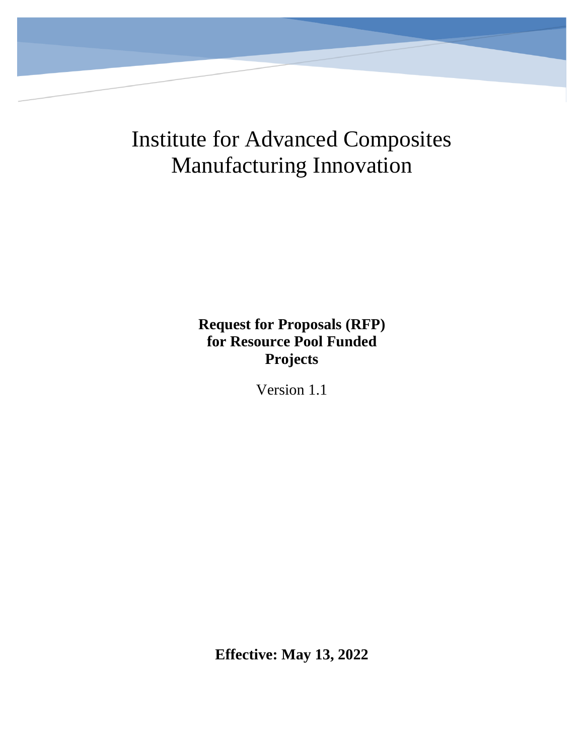# Institute for Advanced Composites Manufacturing Innovation

**Request for Proposals (RFP) for Resource Pool Funded Projects**

Version 1.1

**Effective: May 13, 2022**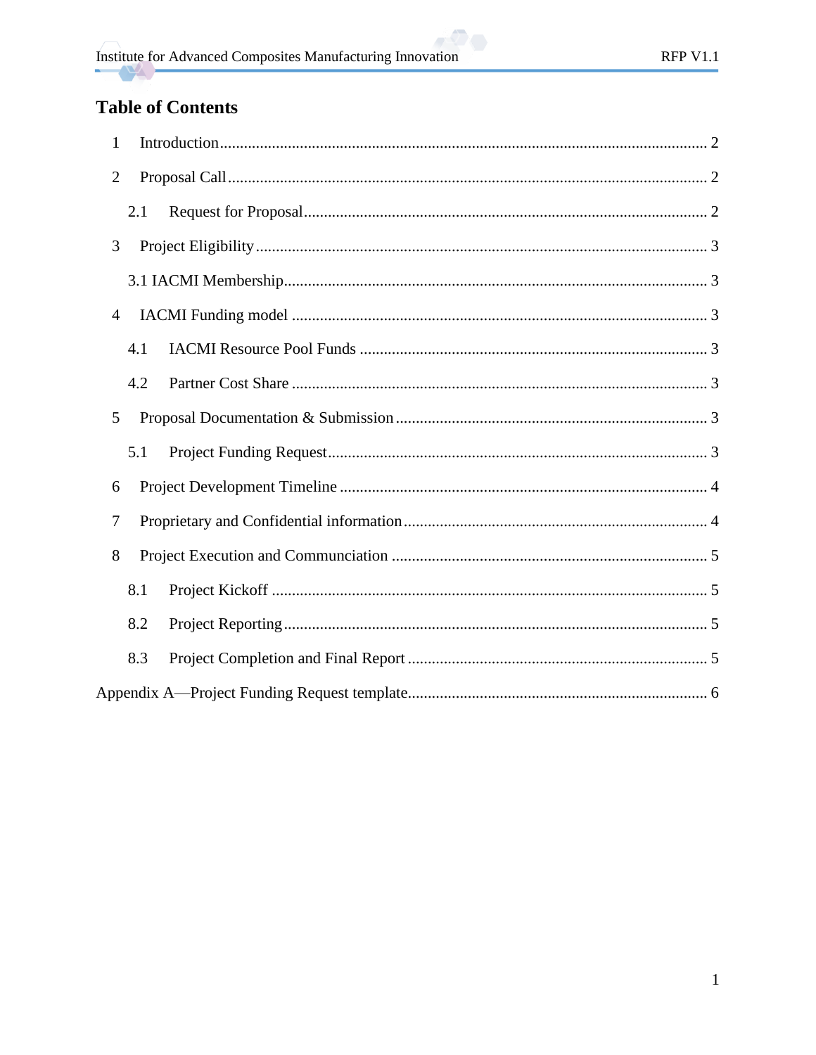# Table of Contents

1 Introduction ........ 2

2 Proposal Call ........ 2

  2.1 Request for Proposal ........ 2

3 Project Eligibility ........ 3

  3.1 IACMI Membership ........ 3

4 IACMI Funding model ........ 3

  4.1 IACMI Resource Pool Funds ........ 3

  4.2 Partner Cost Share ........ 3

5 Proposal Documentation & Submission ........ 3

  5.1 Project Funding Request ........ 3

6 Project Development Timeline ........ 4

7 Proprietary and Confidential information ........ 4

8 Project Execution and Communciation ........ 5

  8.1 Project Kickoff ........ 5

  8.2 Project Reporting ........ 5

  8.3 Project Completion and Final Report ........ 5

Appendix A—Project Funding Request template ........ 6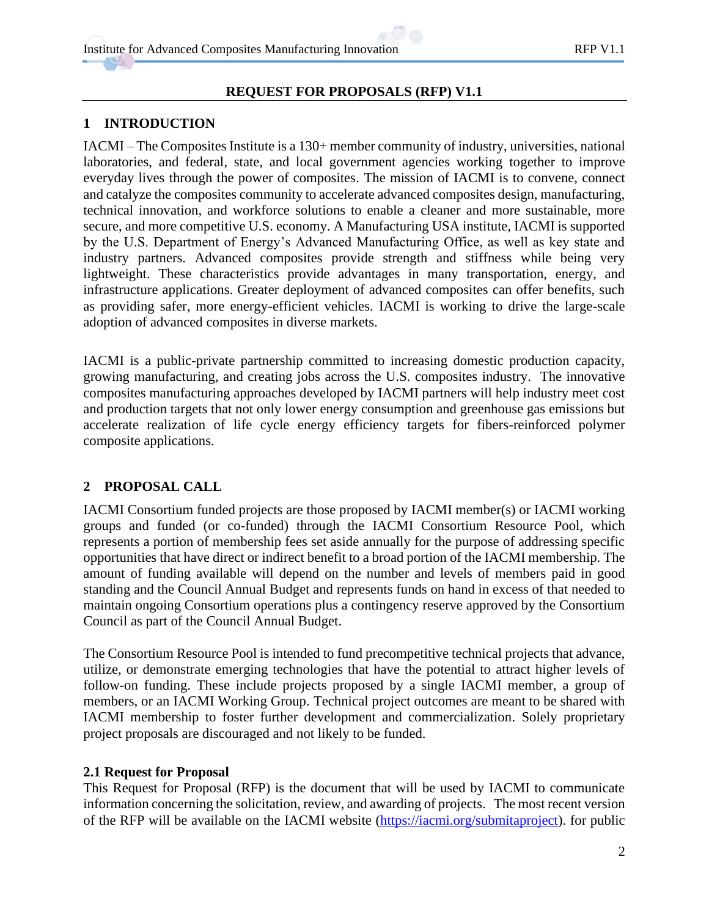## REQUEST FOR PROPOSALS (RFP) V1.1

# 1 INTRODUCTION

IACMI – The Composites Institute is a 130+ member community of industry, universities, national laboratories, and federal, state, and local government agencies working together to improve everyday lives through the power of composites. The mission of IACMI is to convene, connect and catalyze the composites community to accelerate advanced composites design, manufacturing, technical innovation, and workforce solutions to enable a cleaner and more sustainable, more secure, and more competitive U.S. economy. A Manufacturing USA institute, IACMI is supported by the U.S. Department of Energy's Advanced Manufacturing Office, as well as key state and industry partners. Advanced composites provide strength and stiffness while being very lightweight. These characteristics provide advantages in many transportation, energy, and infrastructure applications. Greater deployment of advanced composites can offer benefits, such as providing safer, more energy-efficient vehicles. IACMI is working to drive the large-scale adoption of advanced composites in diverse markets.

IACMI is a public-private partnership committed to increasing domestic production capacity, growing manufacturing, and creating jobs across the U.S. composites industry. The innovative composites manufacturing approaches developed by IACMI partners will help industry meet cost and production targets that not only lower energy consumption and greenhouse gas emissions but accelerate realization of life cycle energy efficiency targets for fibers-reinforced polymer composite applications.

# 2 PROPOSAL CALL

IACMI Consortium funded projects are those proposed by IACMI member(s) or IACMI working groups and funded (or co-funded) through the IACMI Consortium Resource Pool, which represents a portion of membership fees set aside annually for the purpose of addressing specific opportunities that have direct or indirect benefit to a broad portion of the IACMI membership. The amount of funding available will depend on the number and levels of members paid in good standing and the Council Annual Budget and represents funds on hand in excess of that needed to maintain ongoing Consortium operations plus a contingency reserve approved by the Consortium Council as part of the Council Annual Budget.

The Consortium Resource Pool is intended to fund precompetitive technical projects that advance, utilize, or demonstrate emerging technologies that have the potential to attract higher levels of follow-on funding. These include projects proposed by a single IACMI member, a group of members, or an IACMI Working Group. Technical project outcomes are meant to be shared with IACMI membership to foster further development and commercialization. Solely proprietary project proposals are discouraged and not likely to be funded.

## 2.1 Request for Proposal

This Request for Proposal (RFP) is the document that will be used by IACMI to communicate information concerning the solicitation, review, and awarding of projects. The most recent version of the RFP will be available on the IACMI website (https://iacmi.org/submitaproject). for public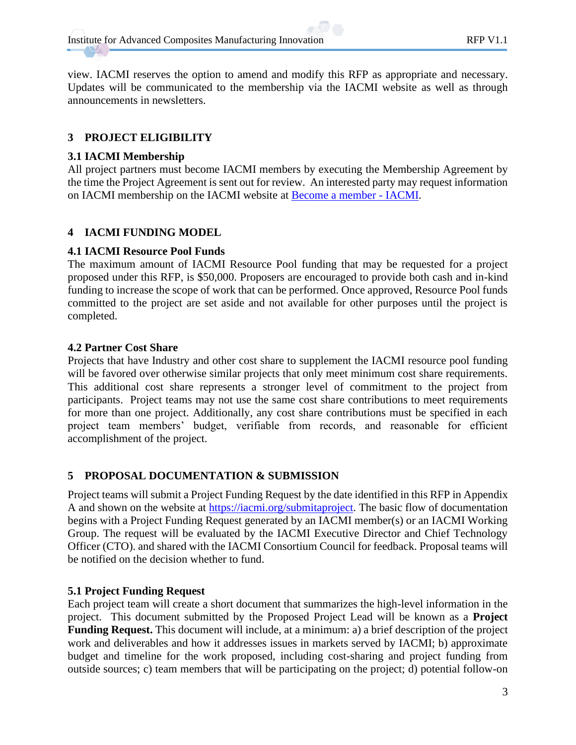view. IACMI reserves the option to amend and modify this RFP as appropriate and necessary. Updates will be communicated to the membership via the IACMI website as well as through announcements in newsletters.

## 3 PROJECT ELIGIBILITY

### 3.1 IACMI Membership

All project partners must become IACMI members by executing the Membership Agreement by the time the Project Agreement is sent out for review. An interested party may request information on IACMI membership on the IACMI website at [Become a member - IACMI](Become a member - IACMI).

## 4 IACMI FUNDING MODEL

### 4.1 IACMI Resource Pool Funds

The maximum amount of IACMI Resource Pool funding that may be requested for a project proposed under this RFP, is $50,000. Proposers are encouraged to provide both cash and in-kind funding to increase the scope of work that can be performed. Once approved, Resource Pool funds committed to the project are set aside and not available for other purposes until the project is completed.

### 4.2 Partner Cost Share

Projects that have Industry and other cost share to supplement the IACMI resource pool funding will be favored over otherwise similar projects that only meet minimum cost share requirements. This additional cost share represents a stronger level of commitment to the project from participants. Project teams may not use the same cost share contributions to meet requirements for more than one project. Additionally, any cost share contributions must be specified in each project team members' budget, verifiable from records, and reasonable for efficient accomplishment of the project.

## 5 PROPOSAL DOCUMENTATION & SUBMISSION

Project teams will submit a Project Funding Request by the date identified in this RFP in Appendix A and shown on the website at [https://iacmi.org/submitaproject](https://iacmi.org/submitaproject). The basic flow of documentation begins with a Project Funding Request generated by an IACMI member(s) or an IACMI Working Group. The request will be evaluated by the IACMI Executive Director and Chief Technology Officer (CTO). and shared with the IACMI Consortium Council for feedback. Proposal teams will be notified on the decision whether to fund.

### 5.1 Project Funding Request

Each project team will create a short document that summarizes the high-level information in the project. This document submitted by the Proposed Project Lead will be known as a **Project Funding Request.** This document will include, at a minimum: a) a brief description of the project work and deliverables and how it addresses issues in markets served by IACMI; b) approximate budget and timeline for the work proposed, including cost-sharing and project funding from outside sources; c) team members that will be participating on the project; d) potential follow-on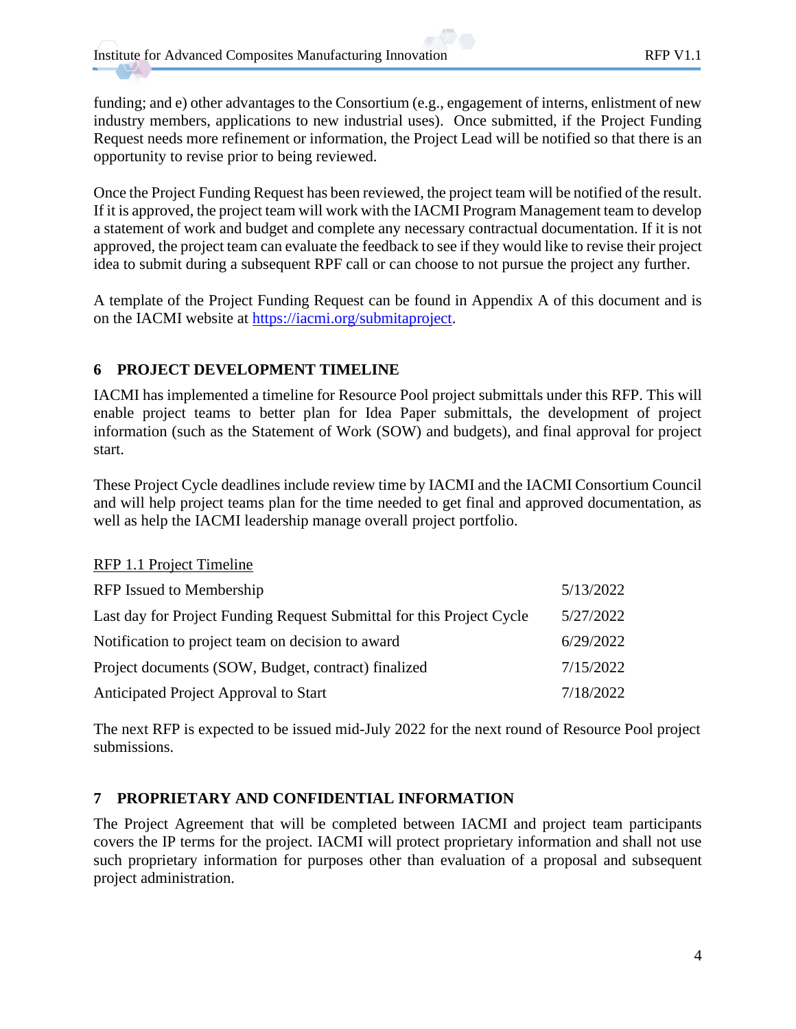funding; and e) other advantages to the Consortium (e.g., engagement of interns, enlistment of new industry members, applications to new industrial uses). Once submitted, if the Project Funding Request needs more refinement or information, the Project Lead will be notified so that there is an opportunity to revise prior to being reviewed.

Once the Project Funding Request has been reviewed, the project team will be notified of the result. If it is approved, the project team will work with the IACMI Program Management team to develop a statement of work and budget and complete any necessary contractual documentation. If it is not approved, the project team can evaluate the feedback to see if they would like to revise their project idea to submit during a subsequent RPF call or can choose to not pursue the project any further.

A template of the Project Funding Request can be found in Appendix A of this document and is on the IACMI website at [https://iacmi.org/submitaproject](https://iacmi.org/submitaproject).

## 6 PROJECT DEVELOPMENT TIMELINE

IACMI has implemented a timeline for Resource Pool project submittals under this RFP. This will enable project teams to better plan for Idea Paper submittals, the development of project information (such as the Statement of Work (SOW) and budgets), and final approval for project start.

These Project Cycle deadlines include review time by IACMI and the IACMI Consortium Council and will help project teams plan for the time needed to get final and approved documentation, as well as help the IACMI leadership manage overall project portfolio.

<u>RFP 1.1 Project Timeline</u>

| | |
|---|---|
| RFP Issued to Membership | 5/13/2022 |
| Last day for Project Funding Request Submittal for this Project Cycle | 5/27/2022 |
| Notification to project team on decision to award | 6/29/2022 |
| Project documents (SOW, Budget, contract) finalized | 7/15/2022 |
| Anticipated Project Approval to Start | 7/18/2022 |

The next RFP is expected to be issued mid-July 2022 for the next round of Resource Pool project submissions.

## 7 PROPRIETARY AND CONFIDENTIAL INFORMATION

The Project Agreement that will be completed between IACMI and project team participants covers the IP terms for the project. IACMI will protect proprietary information and shall not use such proprietary information for purposes other than evaluation of a proposal and subsequent project administration.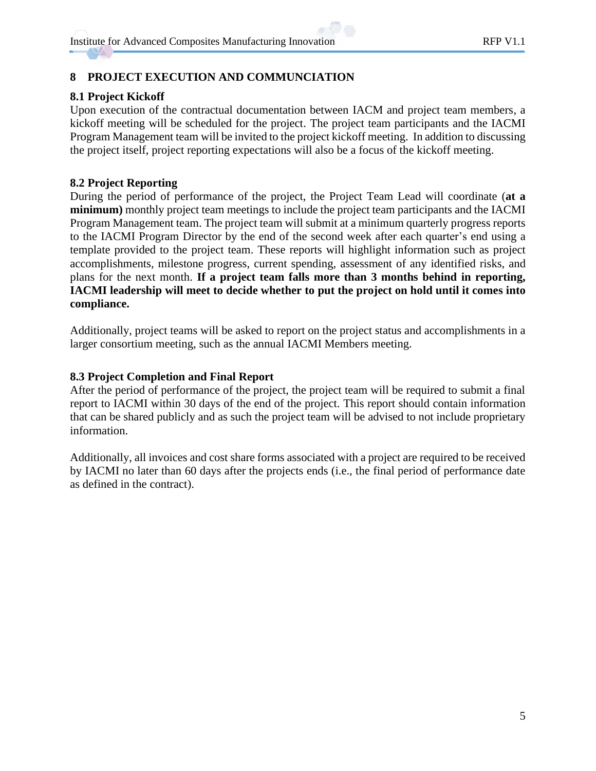# 8 PROJECT EXECUTION AND COMMUNCIATION

## 8.1 Project Kickoff

Upon execution of the contractual documentation between IACM and project team members, a kickoff meeting will be scheduled for the project. The project team participants and the IACMI Program Management team will be invited to the project kickoff meeting. In addition to discussing the project itself, project reporting expectations will also be a focus of the kickoff meeting.

## 8.2 Project Reporting

During the period of performance of the project, the Project Team Lead will coordinate (**at a minimum)** monthly project team meetings to include the project team participants and the IACMI Program Management team. The project team will submit at a minimum quarterly progress reports to the IACMI Program Director by the end of the second week after each quarter's end using a template provided to the project team. These reports will highlight information such as project accomplishments, milestone progress, current spending, assessment of any identified risks, and plans for the next month. **If a project team falls more than 3 months behind in reporting, IACMI leadership will meet to decide whether to put the project on hold until it comes into compliance.**

Additionally, project teams will be asked to report on the project status and accomplishments in a larger consortium meeting, such as the annual IACMI Members meeting.

## 8.3 Project Completion and Final Report

After the period of performance of the project, the project team will be required to submit a final report to IACMI within 30 days of the end of the project. This report should contain information that can be shared publicly and as such the project team will be advised to not include proprietary information.

Additionally, all invoices and cost share forms associated with a project are required to be received by IACMI no later than 60 days after the projects ends (i.e., the final period of performance date as defined in the contract).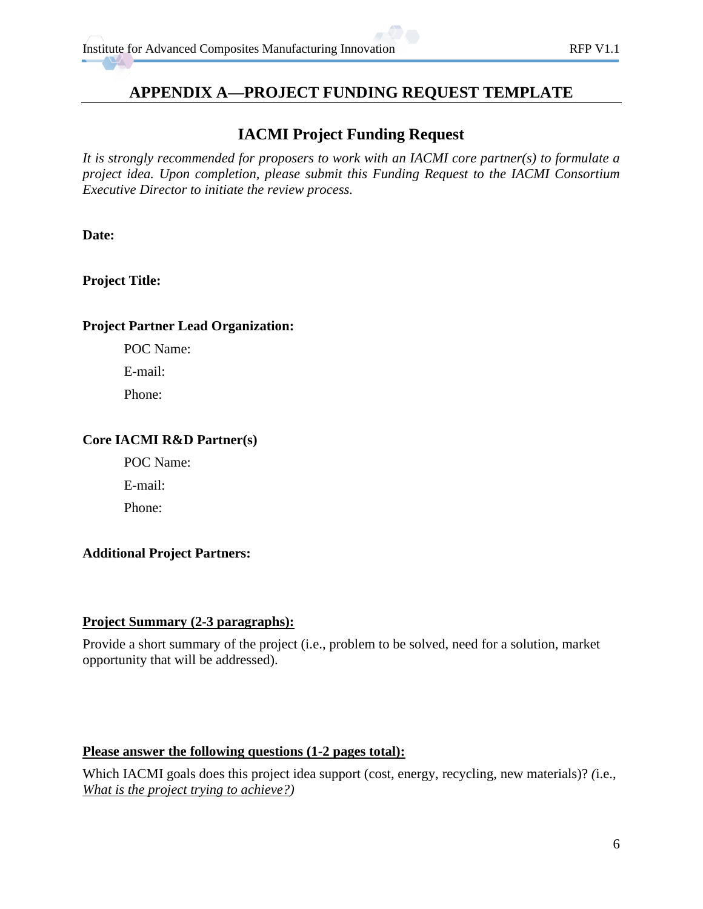# APPENDIX A—PROJECT FUNDING REQUEST TEMPLATE

## IACMI Project Funding Request

*It is strongly recommended for proposers to work with an IACMI core partner(s) to formulate a project idea. Upon completion, please submit this Funding Request to the IACMI Consortium Executive Director to initiate the review process.*

**Date:**

**Project Title:**

**Project Partner Lead Organization:**

POC Name:

E-mail:

Phone:

**Core IACMI R&D Partner(s)**

POC Name:

E-mail:

Phone:

**Additional Project Partners:**

**Project Summary (2-3 paragraphs):**

Provide a short summary of the project (i.e., problem to be solved, need for a solution, market opportunity that will be addressed).

**Please answer the following questions (1-2 pages total):**

Which IACMI goals does this project idea support (cost, energy, recycling, new materials)? (i.e., *What is the project trying to achieve?)*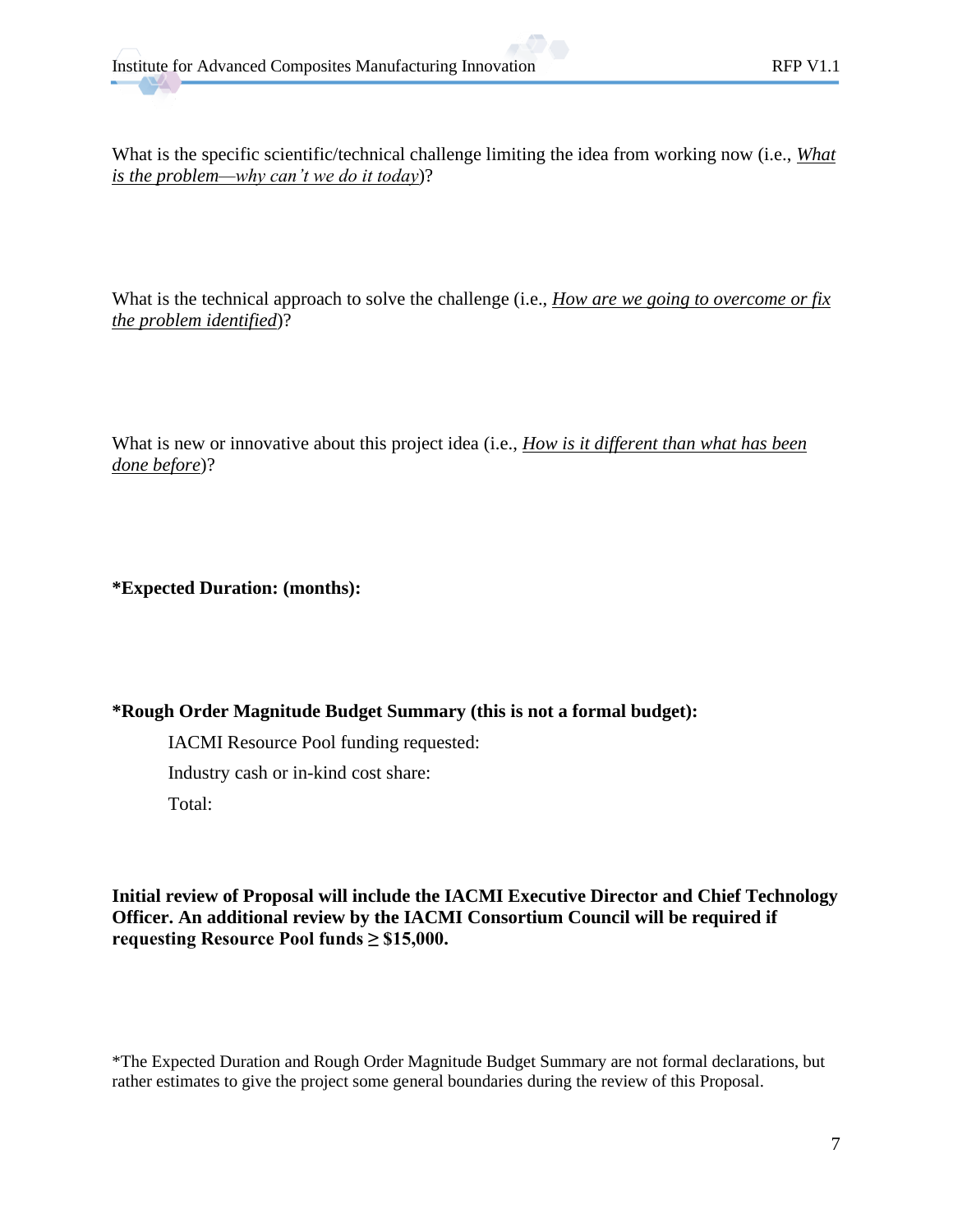What is the specific scientific/technical challenge limiting the idea from working now (i.e., ***What is the problem—why can't we do it today***)?

What is the technical approach to solve the challenge (i.e., ***How are we going to overcome or fix the problem identified***)?

What is new or innovative about this project idea (i.e., ***How is it different than what has been done before***)?

**\*Expected Duration: (months):**

**\*Rough Order Magnitude Budget Summary (this is not a formal budget):**

IACMI Resource Pool funding requested:

Industry cash or in-kind cost share:

Total:

**Initial review of Proposal will include the IACMI Executive Director and Chief Technology Officer. An additional review by the IACMI Consortium Council will be required if requesting Resource Pool funds ≥ $15,000.**

*The Expected Duration and Rough Order Magnitude Budget Summary are not formal declarations, but rather estimates to give the project some general boundaries during the review of this Proposal.